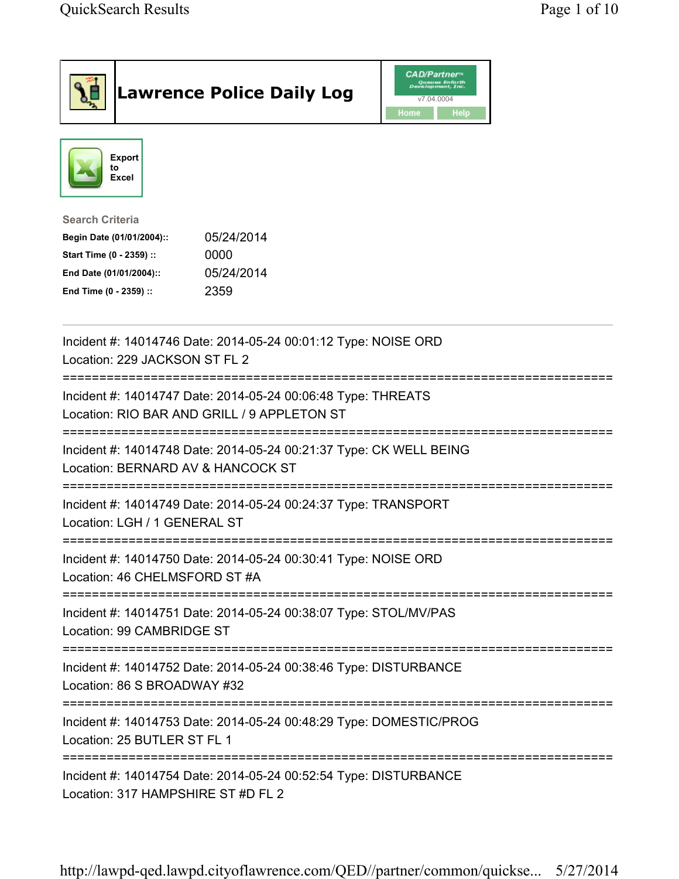# Lawrence Police Daily Log

Export to Excel

**Search Criteria**

| | |
|---|---|
| **Begin Date (01/01/2004)::** | 05/24/2014 |
| **Start Time (0 - 2359) ::** | 0000 |
| **End Date (01/01/2004)::** | 05/24/2014 |
| **End Time (0 - 2359) ::** | 2359 |

---

Incident #: 14014746 Date: 2014-05-24 00:01:12 Type: NOISE ORD
Location: 229 JACKSON ST FL 2

===========================================================================

Incident #: 14014747 Date: 2014-05-24 00:06:48 Type: THREATS
Location: RIO BAR AND GRILL / 9 APPLETON ST

===========================================================================

Incident #: 14014748 Date: 2014-05-24 00:21:37 Type: CK WELL BEING
Location: BERNARD AV & HANCOCK ST

===========================================================================

Incident #: 14014749 Date: 2014-05-24 00:24:37 Type: TRANSPORT
Location: LGH / 1 GENERAL ST

===========================================================================

Incident #: 14014750 Date: 2014-05-24 00:30:41 Type: NOISE ORD
Location: 46 CHELMSFORD ST #A

===========================================================================

Incident #: 14014751 Date: 2014-05-24 00:38:07 Type: STOL/MV/PAS
Location: 99 CAMBRIDGE ST

===========================================================================

Incident #: 14014752 Date: 2014-05-24 00:38:46 Type: DISTURBANCE
Location: 86 S BROADWAY #32

===========================================================================

Incident #: 14014753 Date: 2014-05-24 00:48:29 Type: DOMESTIC/PROG
Location: 25 BUTLER ST FL 1

===========================================================================

Incident #: 14014754 Date: 2014-05-24 00:52:54 Type: DISTURBANCE
Location: 317 HAMPSHIRE ST #D FL 2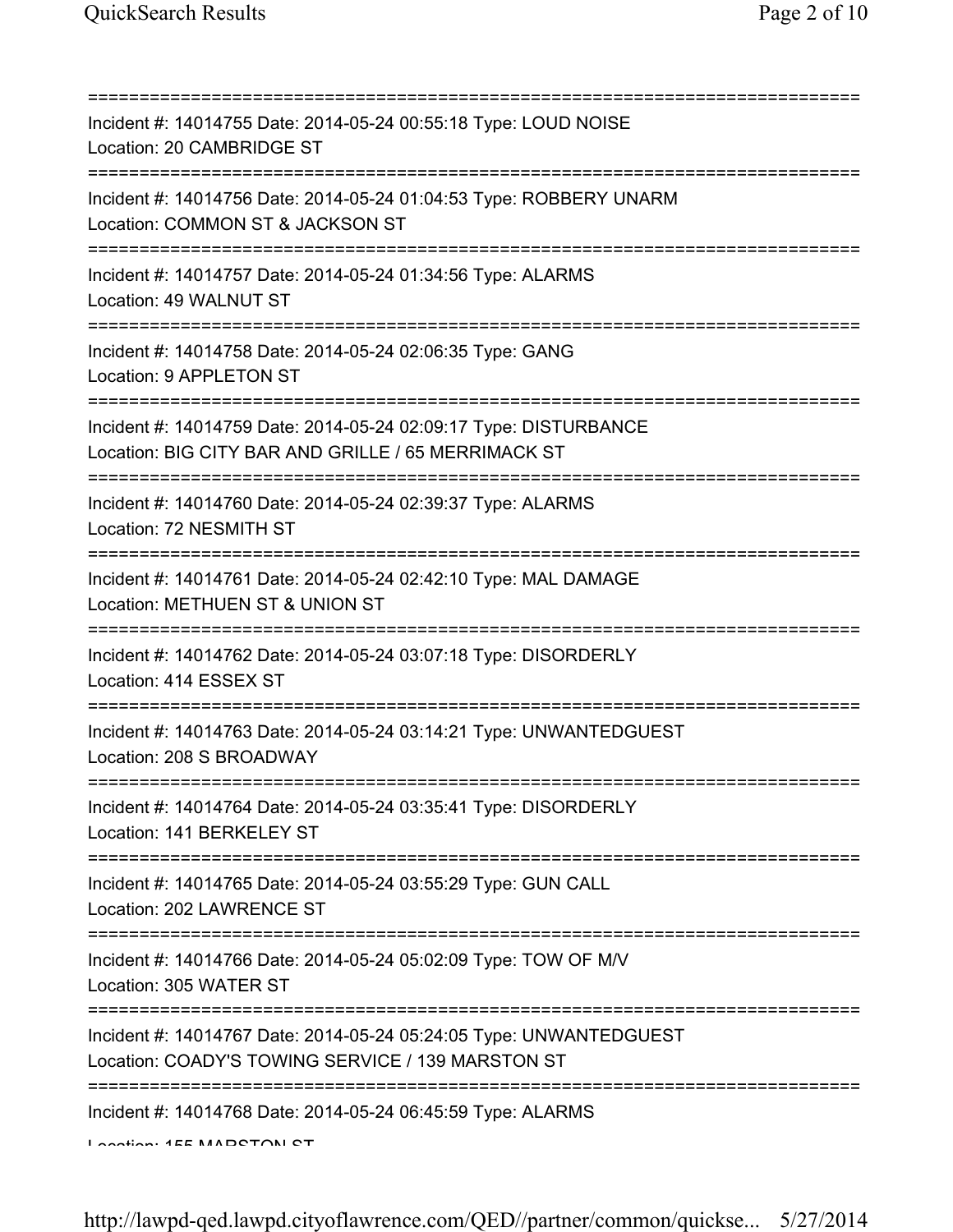===========================================================================

Incident #: 14014755 Date: 2014-05-24 00:55:18 Type: LOUD NOISE
Location: 20 CAMBRIDGE ST

===========================================================================

Incident #: 14014756 Date: 2014-05-24 01:04:53 Type: ROBBERY UNARM
Location: COMMON ST & JACKSON ST

===========================================================================

Incident #: 14014757 Date: 2014-05-24 01:34:56 Type: ALARMS
Location: 49 WALNUT ST

===========================================================================

Incident #: 14014758 Date: 2014-05-24 02:06:35 Type: GANG
Location: 9 APPLETON ST

===========================================================================

Incident #: 14014759 Date: 2014-05-24 02:09:17 Type: DISTURBANCE
Location: BIG CITY BAR AND GRILLE / 65 MERRIMACK ST

===========================================================================

Incident #: 14014760 Date: 2014-05-24 02:39:37 Type: ALARMS
Location: 72 NESMITH ST

===========================================================================

Incident #: 14014761 Date: 2014-05-24 02:42:10 Type: MAL DAMAGE
Location: METHUEN ST & UNION ST

===========================================================================

Incident #: 14014762 Date: 2014-05-24 03:07:18 Type: DISORDERLY
Location: 414 ESSEX ST

===========================================================================

Incident #: 14014763 Date: 2014-05-24 03:14:21 Type: UNWANTEDGUEST
Location: 208 S BROADWAY

===========================================================================

Incident #: 14014764 Date: 2014-05-24 03:35:41 Type: DISORDERLY
Location: 141 BERKELEY ST

===========================================================================

Incident #: 14014765 Date: 2014-05-24 03:55:29 Type: GUN CALL
Location: 202 LAWRENCE ST

===========================================================================

Incident #: 14014766 Date: 2014-05-24 05:02:09 Type: TOW OF M/V
Location: 305 WATER ST

===========================================================================

Incident #: 14014767 Date: 2014-05-24 05:24:05 Type: UNWANTEDGUEST
Location: COADY'S TOWING SERVICE / 139 MARSTON ST

===========================================================================

Incident #: 14014768 Date: 2014-05-24 06:45:59 Type: ALARMS
Location: 155 MARSTON ST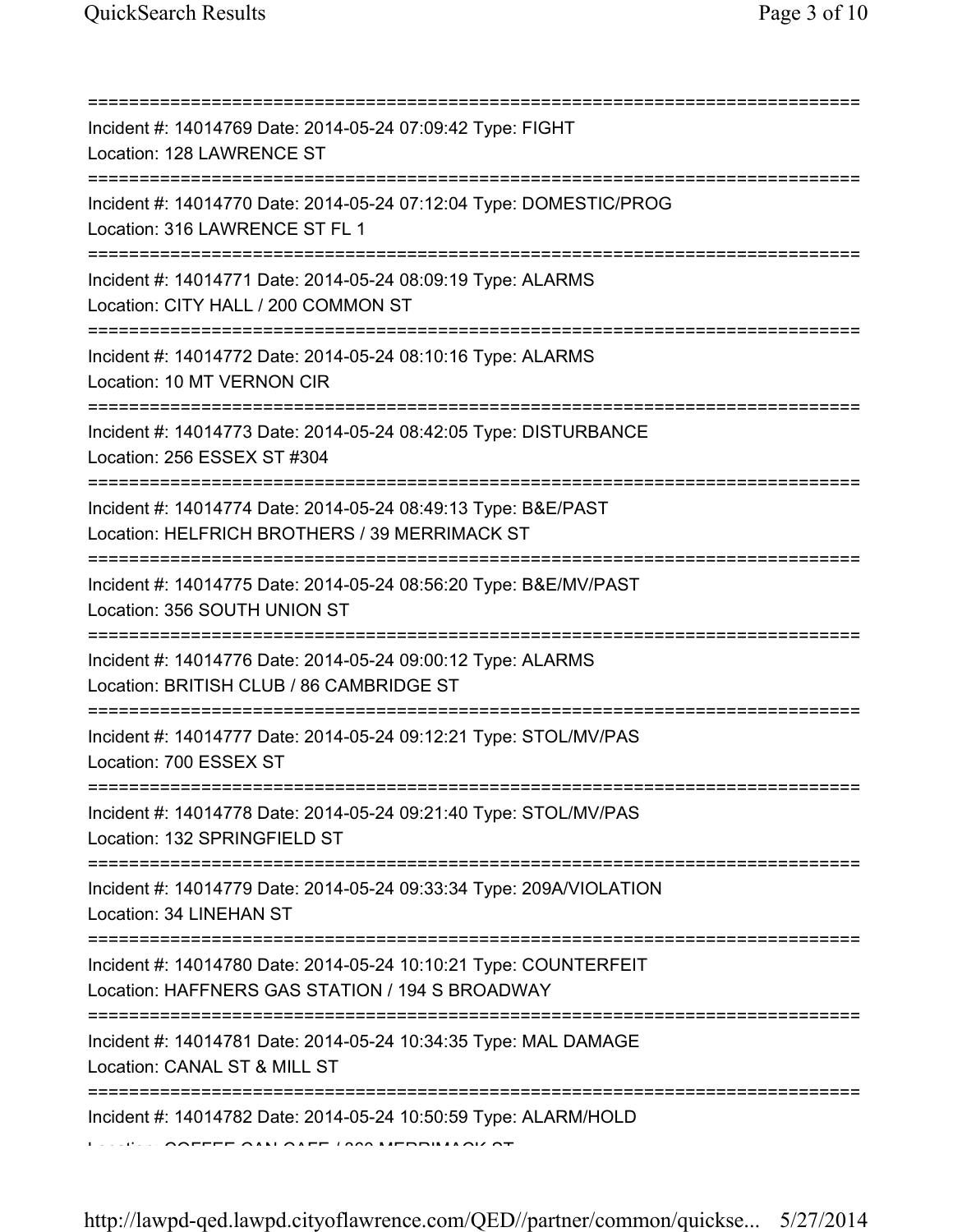===========================================================================
Incident #: 14014769 Date: 2014-05-24 07:09:42 Type: FIGHT
Location: 128 LAWRENCE ST
===========================================================================
Incident #: 14014770 Date: 2014-05-24 07:12:04 Type: DOMESTIC/PROG
Location: 316 LAWRENCE ST FL 1
===========================================================================
Incident #: 14014771 Date: 2014-05-24 08:09:19 Type: ALARMS
Location: CITY HALL / 200 COMMON ST
===========================================================================
Incident #: 14014772 Date: 2014-05-24 08:10:16 Type: ALARMS
Location: 10 MT VERNON CIR
===========================================================================
Incident #: 14014773 Date: 2014-05-24 08:42:05 Type: DISTURBANCE
Location: 256 ESSEX ST #304
===========================================================================
Incident #: 14014774 Date: 2014-05-24 08:49:13 Type: B&E/PAST
Location: HELFRICH BROTHERS / 39 MERRIMACK ST
===========================================================================
Incident #: 14014775 Date: 2014-05-24 08:56:20 Type: B&E/MV/PAST
Location: 356 SOUTH UNION ST
===========================================================================
Incident #: 14014776 Date: 2014-05-24 09:00:12 Type: ALARMS
Location: BRITISH CLUB / 86 CAMBRIDGE ST
===========================================================================
Incident #: 14014777 Date: 2014-05-24 09:12:21 Type: STOL/MV/PAS
Location: 700 ESSEX ST
===========================================================================
Incident #: 14014778 Date: 2014-05-24 09:21:40 Type: STOL/MV/PAS
Location: 132 SPRINGFIELD ST
===========================================================================
Incident #: 14014779 Date: 2014-05-24 09:33:34 Type: 209A/VIOLATION
Location: 34 LINEHAN ST
===========================================================================
Incident #: 14014780 Date: 2014-05-24 10:10:21 Type: COUNTERFEIT
Location: HAFFNERS GAS STATION / 194 S BROADWAY
===========================================================================
Incident #: 14014781 Date: 2014-05-24 10:34:35 Type: MAL DAMAGE
Location: CANAL ST & MILL ST
===========================================================================
Incident #: 14014782 Date: 2014-05-24 10:50:59 Type: ALARM/HOLD
Location: COFFEE CAN CAFE / 360 MERRIMACK ST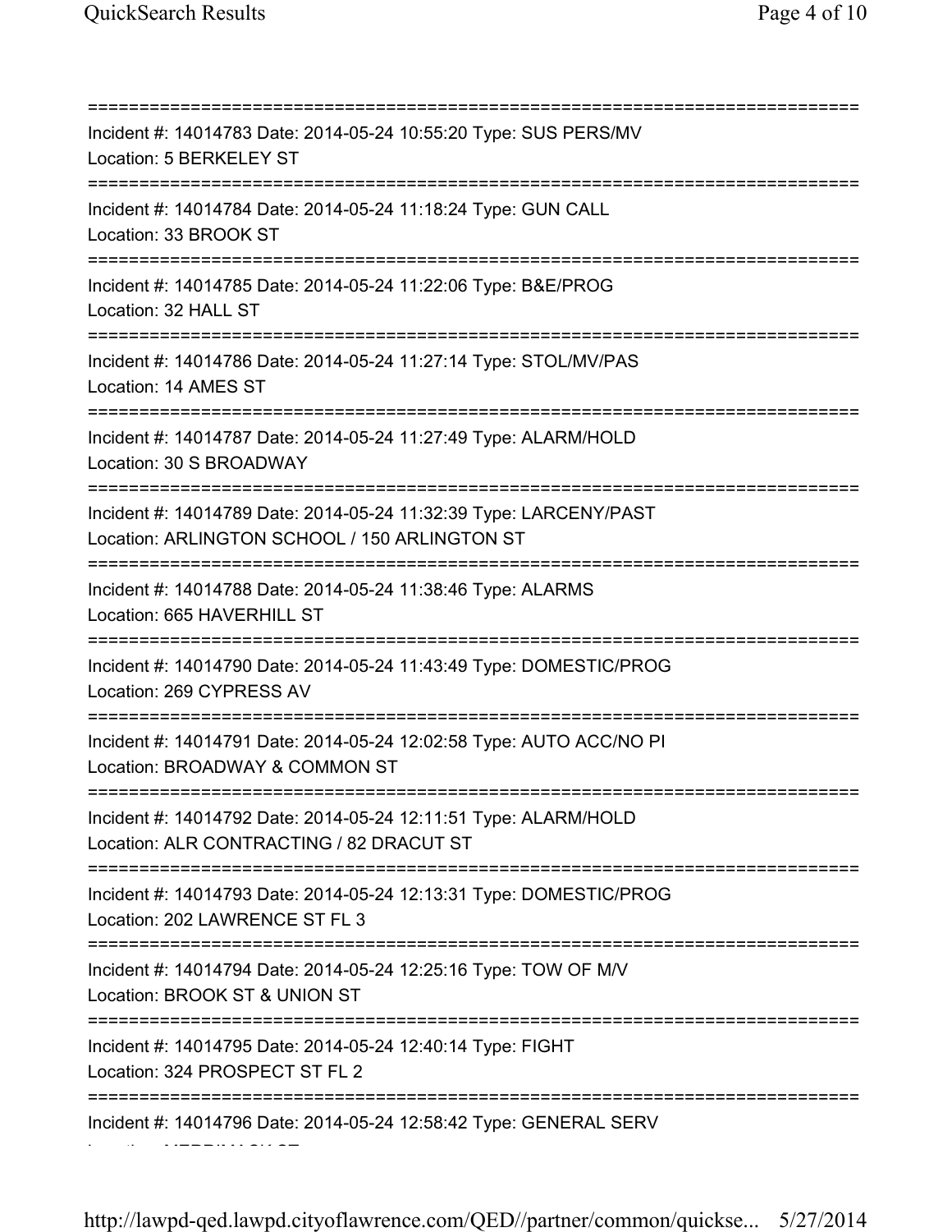===========================================================================

Incident #: 14014783 Date: 2014-05-24 10:55:20 Type: SUS PERS/MV
Location: 5 BERKELEY ST

===========================================================================

Incident #: 14014784 Date: 2014-05-24 11:18:24 Type: GUN CALL
Location: 33 BROOK ST

===========================================================================

Incident #: 14014785 Date: 2014-05-24 11:22:06 Type: B&E/PROG
Location: 32 HALL ST

===========================================================================

Incident #: 14014786 Date: 2014-05-24 11:27:14 Type: STOL/MV/PAS
Location: 14 AMES ST

===========================================================================

Incident #: 14014787 Date: 2014-05-24 11:27:49 Type: ALARM/HOLD
Location: 30 S BROADWAY

===========================================================================

Incident #: 14014789 Date: 2014-05-24 11:32:39 Type: LARCENY/PAST
Location: ARLINGTON SCHOOL / 150 ARLINGTON ST

===========================================================================

Incident #: 14014788 Date: 2014-05-24 11:38:46 Type: ALARMS
Location: 665 HAVERHILL ST

===========================================================================

Incident #: 14014790 Date: 2014-05-24 11:43:49 Type: DOMESTIC/PROG
Location: 269 CYPRESS AV

===========================================================================

Incident #: 14014791 Date: 2014-05-24 12:02:58 Type: AUTO ACC/NO PI
Location: BROADWAY & COMMON ST

===========================================================================

Incident #: 14014792 Date: 2014-05-24 12:11:51 Type: ALARM/HOLD
Location: ALR CONTRACTING / 82 DRACUT ST

===========================================================================

Incident #: 14014793 Date: 2014-05-24 12:13:31 Type: DOMESTIC/PROG
Location: 202 LAWRENCE ST FL 3

===========================================================================

Incident #: 14014794 Date: 2014-05-24 12:25:16 Type: TOW OF M/V
Location: BROOK ST & UNION ST

===========================================================================

Incident #: 14014795 Date: 2014-05-24 12:40:14 Type: FIGHT
Location: 324 PROSPECT ST FL 2

===========================================================================

Incident #: 14014796 Date: 2014-05-24 12:58:42 Type: GENERAL SERV
Location: MERRIMACK ST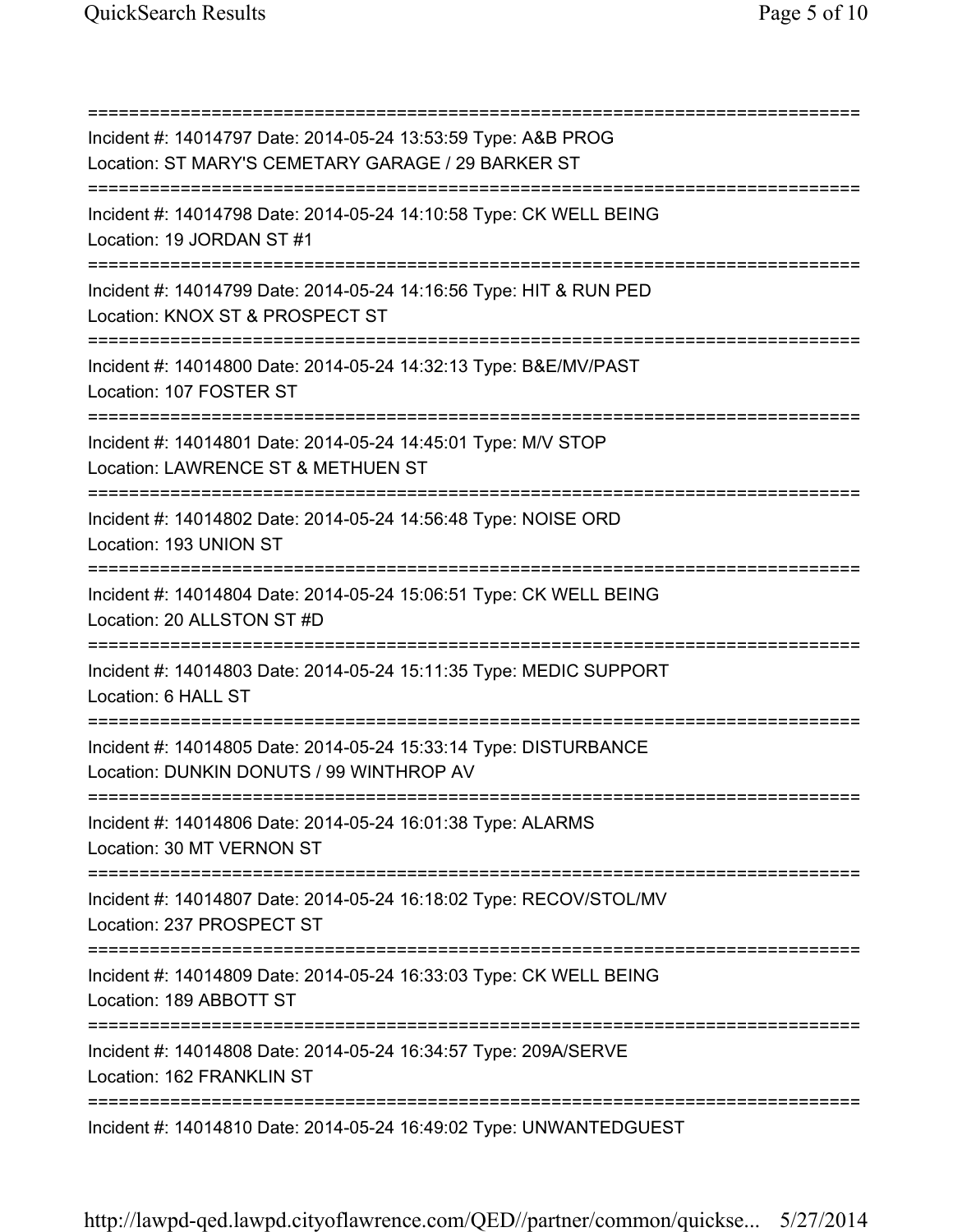===========================================================================

Incident #: 14014797 Date: 2014-05-24 13:53:59 Type: A&B PROG
Location: ST MARY'S CEMETARY GARAGE / 29 BARKER ST

===========================================================================

Incident #: 14014798 Date: 2014-05-24 14:10:58 Type: CK WELL BEING
Location: 19 JORDAN ST #1

===========================================================================

Incident #: 14014799 Date: 2014-05-24 14:16:56 Type: HIT & RUN PED
Location: KNOX ST & PROSPECT ST

===========================================================================

Incident #: 14014800 Date: 2014-05-24 14:32:13 Type: B&E/MV/PAST
Location: 107 FOSTER ST

===========================================================================

Incident #: 14014801 Date: 2014-05-24 14:45:01 Type: M/V STOP
Location: LAWRENCE ST & METHUEN ST

===========================================================================

Incident #: 14014802 Date: 2014-05-24 14:56:48 Type: NOISE ORD
Location: 193 UNION ST

===========================================================================

Incident #: 14014804 Date: 2014-05-24 15:06:51 Type: CK WELL BEING
Location: 20 ALLSTON ST #D

===========================================================================

Incident #: 14014803 Date: 2014-05-24 15:11:35 Type: MEDIC SUPPORT
Location: 6 HALL ST

===========================================================================

Incident #: 14014805 Date: 2014-05-24 15:33:14 Type: DISTURBANCE
Location: DUNKIN DONUTS / 99 WINTHROP AV

===========================================================================

Incident #: 14014806 Date: 2014-05-24 16:01:38 Type: ALARMS
Location: 30 MT VERNON ST

===========================================================================

Incident #: 14014807 Date: 2014-05-24 16:18:02 Type: RECOV/STOL/MV
Location: 237 PROSPECT ST

===========================================================================

Incident #: 14014809 Date: 2014-05-24 16:33:03 Type: CK WELL BEING
Location: 189 ABBOTT ST

===========================================================================

Incident #: 14014808 Date: 2014-05-24 16:34:57 Type: 209A/SERVE
Location: 162 FRANKLIN ST

===========================================================================

Incident #: 14014810 Date: 2014-05-24 16:49:02 Type: UNWANTEDGUEST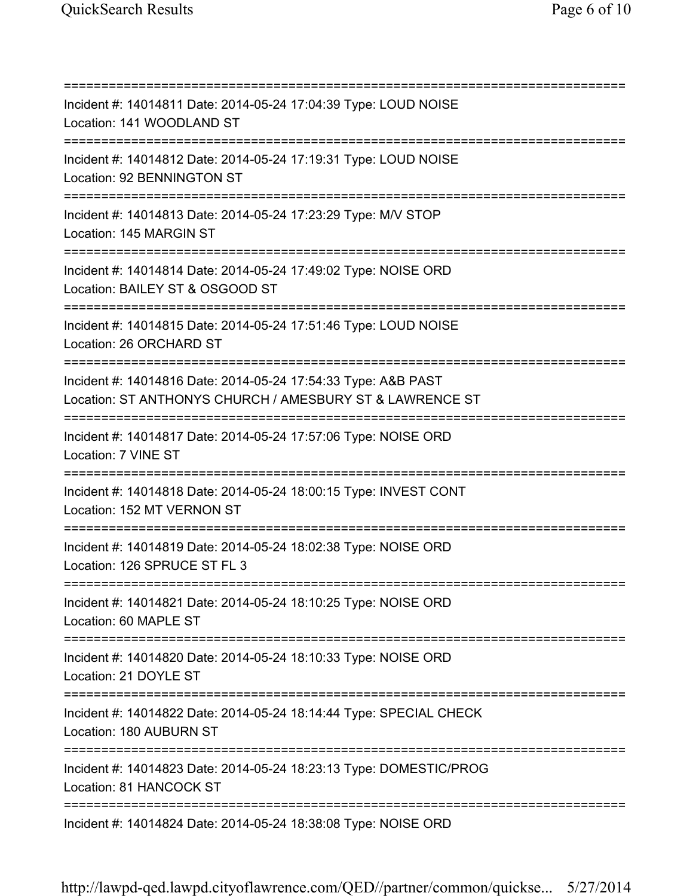===========================================================================

Incident #: 14014811 Date: 2014-05-24 17:04:39 Type: LOUD NOISE
Location: 141 WOODLAND ST

===========================================================================

Incident #: 14014812 Date: 2014-05-24 17:19:31 Type: LOUD NOISE
Location: 92 BENNINGTON ST

===========================================================================

Incident #: 14014813 Date: 2014-05-24 17:23:29 Type: M/V STOP
Location: 145 MARGIN ST

===========================================================================

Incident #: 14014814 Date: 2014-05-24 17:49:02 Type: NOISE ORD
Location: BAILEY ST & OSGOOD ST

===========================================================================

Incident #: 14014815 Date: 2014-05-24 17:51:46 Type: LOUD NOISE
Location: 26 ORCHARD ST

===========================================================================

Incident #: 14014816 Date: 2014-05-24 17:54:33 Type: A&B PAST
Location: ST ANTHONYS CHURCH / AMESBURY ST & LAWRENCE ST

===========================================================================

Incident #: 14014817 Date: 2014-05-24 17:57:06 Type: NOISE ORD
Location: 7 VINE ST

===========================================================================

Incident #: 14014818 Date: 2014-05-24 18:00:15 Type: INVEST CONT
Location: 152 MT VERNON ST

===========================================================================

Incident #: 14014819 Date: 2014-05-24 18:02:38 Type: NOISE ORD
Location: 126 SPRUCE ST FL 3

===========================================================================

Incident #: 14014821 Date: 2014-05-24 18:10:25 Type: NOISE ORD
Location: 60 MAPLE ST

===========================================================================

Incident #: 14014820 Date: 2014-05-24 18:10:33 Type: NOISE ORD
Location: 21 DOYLE ST

===========================================================================

Incident #: 14014822 Date: 2014-05-24 18:14:44 Type: SPECIAL CHECK
Location: 180 AUBURN ST

===========================================================================

Incident #: 14014823 Date: 2014-05-24 18:23:13 Type: DOMESTIC/PROG
Location: 81 HANCOCK ST

===========================================================================

Incident #: 14014824 Date: 2014-05-24 18:38:08 Type: NOISE ORD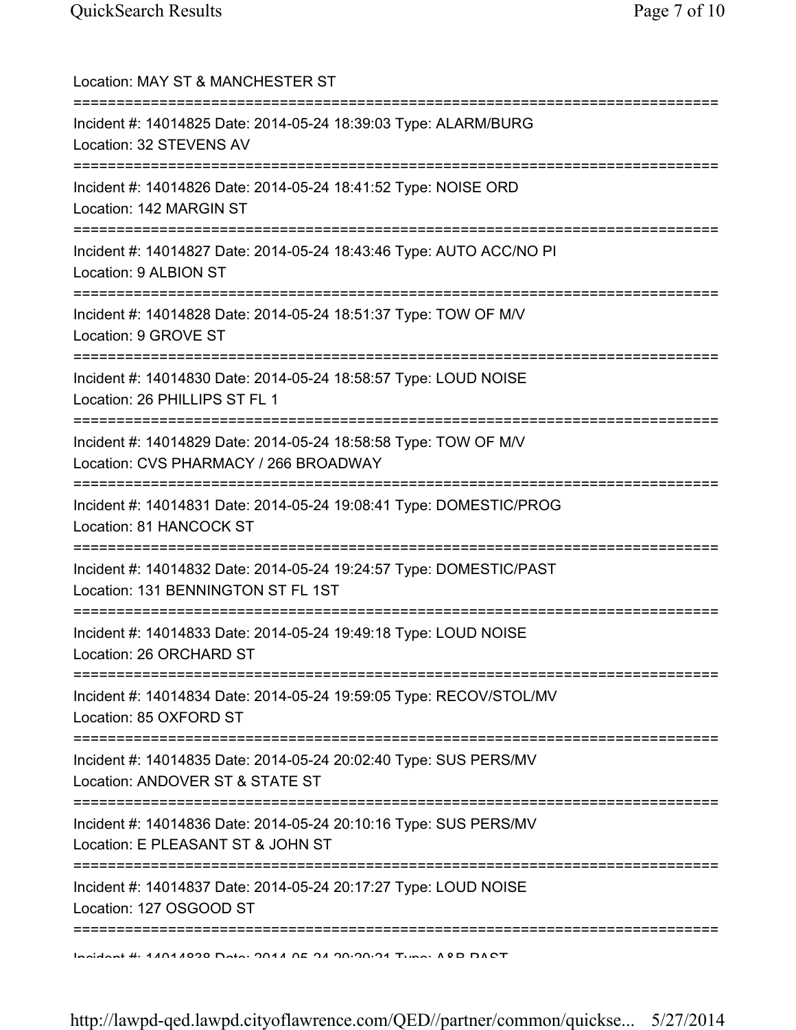Location: MAY ST & MANCHESTER ST

===========================================================================

Incident #: 14014825 Date: 2014-05-24 18:39:03 Type: ALARM/BURG
Location: 32 STEVENS AV

===========================================================================

Incident #: 14014826 Date: 2014-05-24 18:41:52 Type: NOISE ORD
Location: 142 MARGIN ST

===========================================================================

Incident #: 14014827 Date: 2014-05-24 18:43:46 Type: AUTO ACC/NO PI
Location: 9 ALBION ST

===========================================================================

Incident #: 14014828 Date: 2014-05-24 18:51:37 Type: TOW OF M/V
Location: 9 GROVE ST

===========================================================================

Incident #: 14014830 Date: 2014-05-24 18:58:57 Type: LOUD NOISE
Location: 26 PHILLIPS ST FL 1

===========================================================================

Incident #: 14014829 Date: 2014-05-24 18:58:58 Type: TOW OF M/V
Location: CVS PHARMACY / 266 BROADWAY

===========================================================================

Incident #: 14014831 Date: 2014-05-24 19:08:41 Type: DOMESTIC/PROG
Location: 81 HANCOCK ST

===========================================================================

Incident #: 14014832 Date: 2014-05-24 19:24:57 Type: DOMESTIC/PAST
Location: 131 BENNINGTON ST FL 1ST

===========================================================================

Incident #: 14014833 Date: 2014-05-24 19:49:18 Type: LOUD NOISE
Location: 26 ORCHARD ST

===========================================================================

Incident #: 14014834 Date: 2014-05-24 19:59:05 Type: RECOV/STOL/MV
Location: 85 OXFORD ST

===========================================================================

Incident #: 14014835 Date: 2014-05-24 20:02:40 Type: SUS PERS/MV
Location: ANDOVER ST & STATE ST

===========================================================================

Incident #: 14014836 Date: 2014-05-24 20:10:16 Type: SUS PERS/MV
Location: E PLEASANT ST & JOHN ST

===========================================================================

Incident #: 14014837 Date: 2014-05-24 20:17:27 Type: LOUD NOISE
Location: 127 OSGOOD ST

===========================================================================

Incident #: 14014838 Date: 2014-05-24 20:20:21 Type: A&B PAST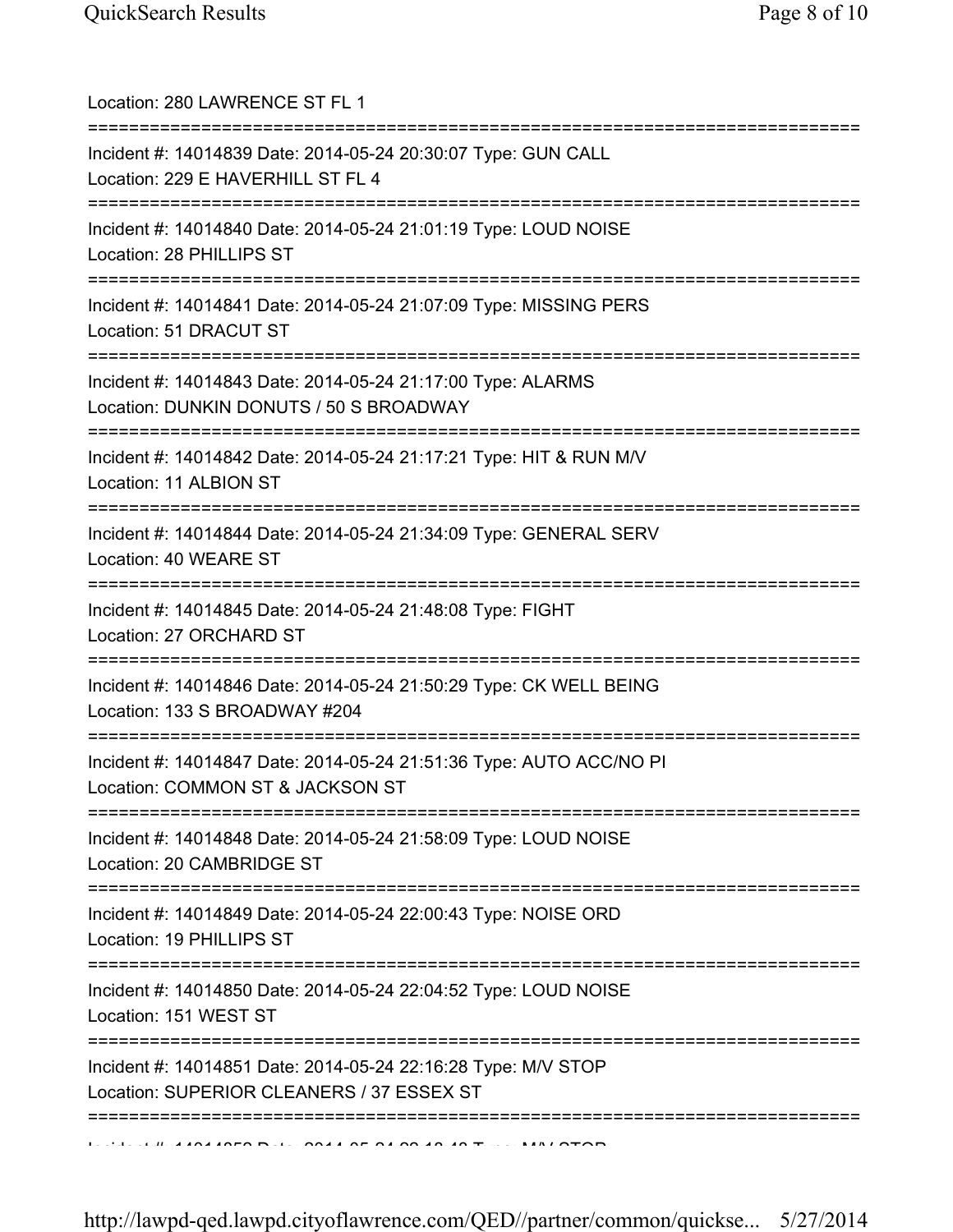Location: 280 LAWRENCE ST FL 1

===========================================================================

Incident #: 14014839 Date: 2014-05-24 20:30:07 Type: GUN CALL
Location: 229 E HAVERHILL ST FL 4

===========================================================================

Incident #: 14014840 Date: 2014-05-24 21:01:19 Type: LOUD NOISE
Location: 28 PHILLIPS ST

===========================================================================

Incident #: 14014841 Date: 2014-05-24 21:07:09 Type: MISSING PERS
Location: 51 DRACUT ST

===========================================================================

Incident #: 14014843 Date: 2014-05-24 21:17:00 Type: ALARMS
Location: DUNKIN DONUTS / 50 S BROADWAY

===========================================================================

Incident #: 14014842 Date: 2014-05-24 21:17:21 Type: HIT & RUN M/V
Location: 11 ALBION ST

===========================================================================

Incident #: 14014844 Date: 2014-05-24 21:34:09 Type: GENERAL SERV
Location: 40 WEARE ST

===========================================================================

Incident #: 14014845 Date: 2014-05-24 21:48:08 Type: FIGHT
Location: 27 ORCHARD ST

===========================================================================

Incident #: 14014846 Date: 2014-05-24 21:50:29 Type: CK WELL BEING
Location: 133 S BROADWAY #204

===========================================================================

Incident #: 14014847 Date: 2014-05-24 21:51:36 Type: AUTO ACC/NO PI
Location: COMMON ST & JACKSON ST

===========================================================================

Incident #: 14014848 Date: 2014-05-24 21:58:09 Type: LOUD NOISE
Location: 20 CAMBRIDGE ST

===========================================================================

Incident #: 14014849 Date: 2014-05-24 22:00:43 Type: NOISE ORD
Location: 19 PHILLIPS ST

===========================================================================

Incident #: 14014850 Date: 2014-05-24 22:04:52 Type: LOUD NOISE
Location: 151 WEST ST

===========================================================================

Incident #: 14014851 Date: 2014-05-24 22:16:28 Type: M/V STOP
Location: SUPERIOR CLEANERS / 37 ESSEX ST

===========================================================================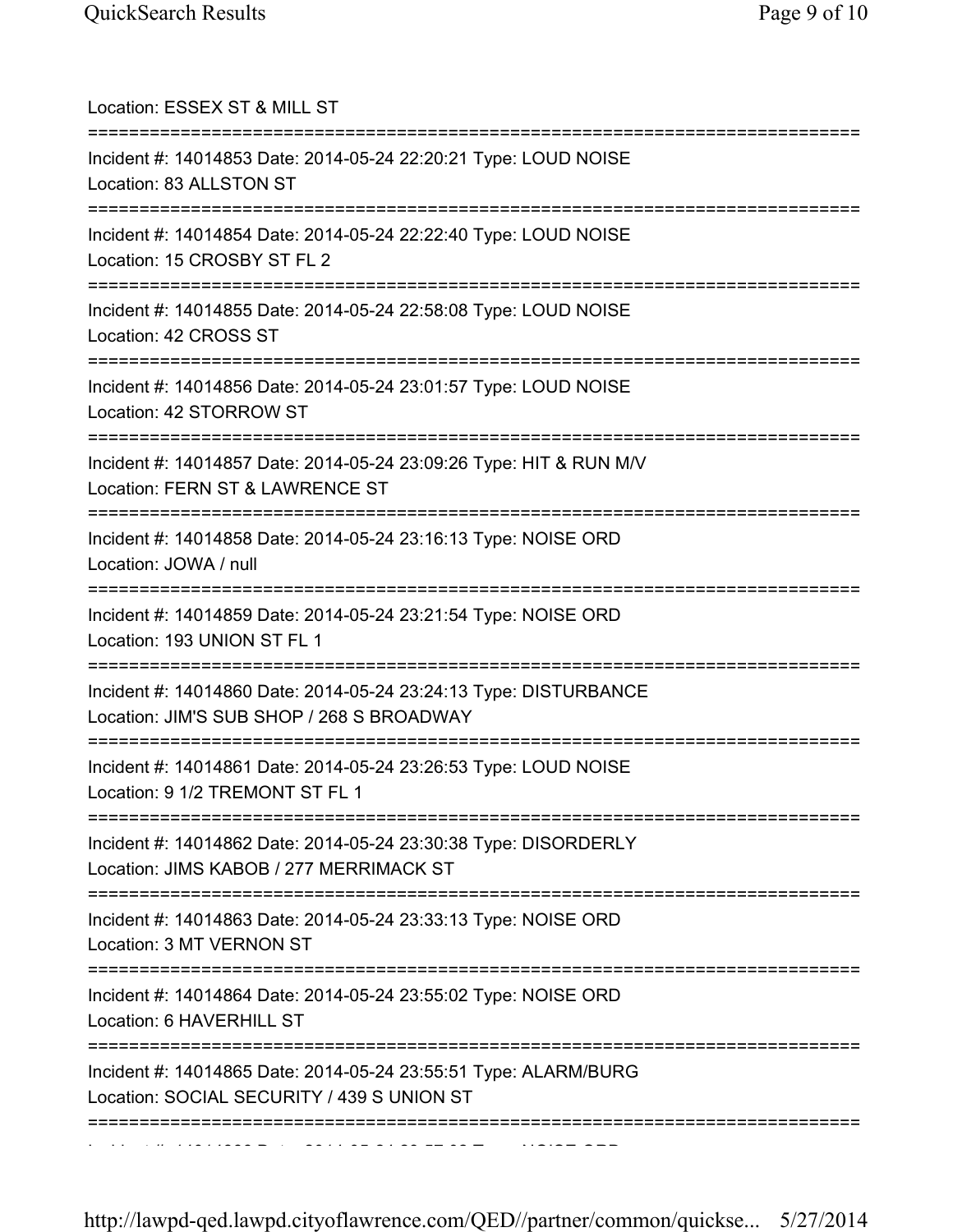Location: ESSEX ST & MILL ST

===========================================================================

Incident #: 14014853 Date: 2014-05-24 22:20:21 Type: LOUD NOISE

Location: 83 ALLSTON ST

===========================================================================

Incident #: 14014854 Date: 2014-05-24 22:22:40 Type: LOUD NOISE

Location: 15 CROSBY ST FL 2

===========================================================================

Incident #: 14014855 Date: 2014-05-24 22:58:08 Type: LOUD NOISE

Location: 42 CROSS ST

===========================================================================

Incident #: 14014856 Date: 2014-05-24 23:01:57 Type: LOUD NOISE

Location: 42 STORROW ST

===========================================================================

Incident #: 14014857 Date: 2014-05-24 23:09:26 Type: HIT & RUN M/V

Location: FERN ST & LAWRENCE ST

===========================================================================

Incident #: 14014858 Date: 2014-05-24 23:16:13 Type: NOISE ORD

Location: JOWA / null

===========================================================================

Incident #: 14014859 Date: 2014-05-24 23:21:54 Type: NOISE ORD

Location: 193 UNION ST FL 1

===========================================================================

Incident #: 14014860 Date: 2014-05-24 23:24:13 Type: DISTURBANCE

Location: JIM'S SUB SHOP / 268 S BROADWAY

===========================================================================

Incident #: 14014861 Date: 2014-05-24 23:26:53 Type: LOUD NOISE

Location: 9 1/2 TREMONT ST FL 1

===========================================================================

Incident #: 14014862 Date: 2014-05-24 23:30:38 Type: DISORDERLY

Location: JIMS KABOB / 277 MERRIMACK ST

===========================================================================

Incident #: 14014863 Date: 2014-05-24 23:33:13 Type: NOISE ORD

Location: 3 MT VERNON ST

===========================================================================

Incident #: 14014864 Date: 2014-05-24 23:55:02 Type: NOISE ORD

Location: 6 HAVERHILL ST

===========================================================================

Incident #: 14014865 Date: 2014-05-24 23:55:51 Type: ALARM/BURG

Location: SOCIAL SECURITY / 439 S UNION ST

===========================================================================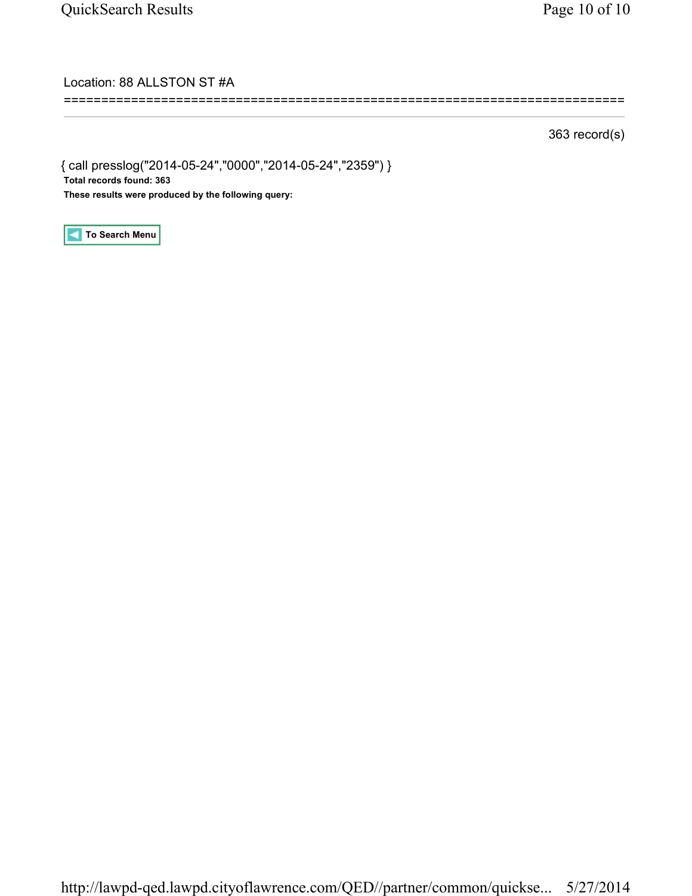Location: 88 ALLSTON ST #A

===========================================================================

363 record(s)

{ call presslog("2014-05-24","0000","2014-05-24","2359") }

**Total records found: 363**

**These results were produced by the following query:**

**To Search Menu**